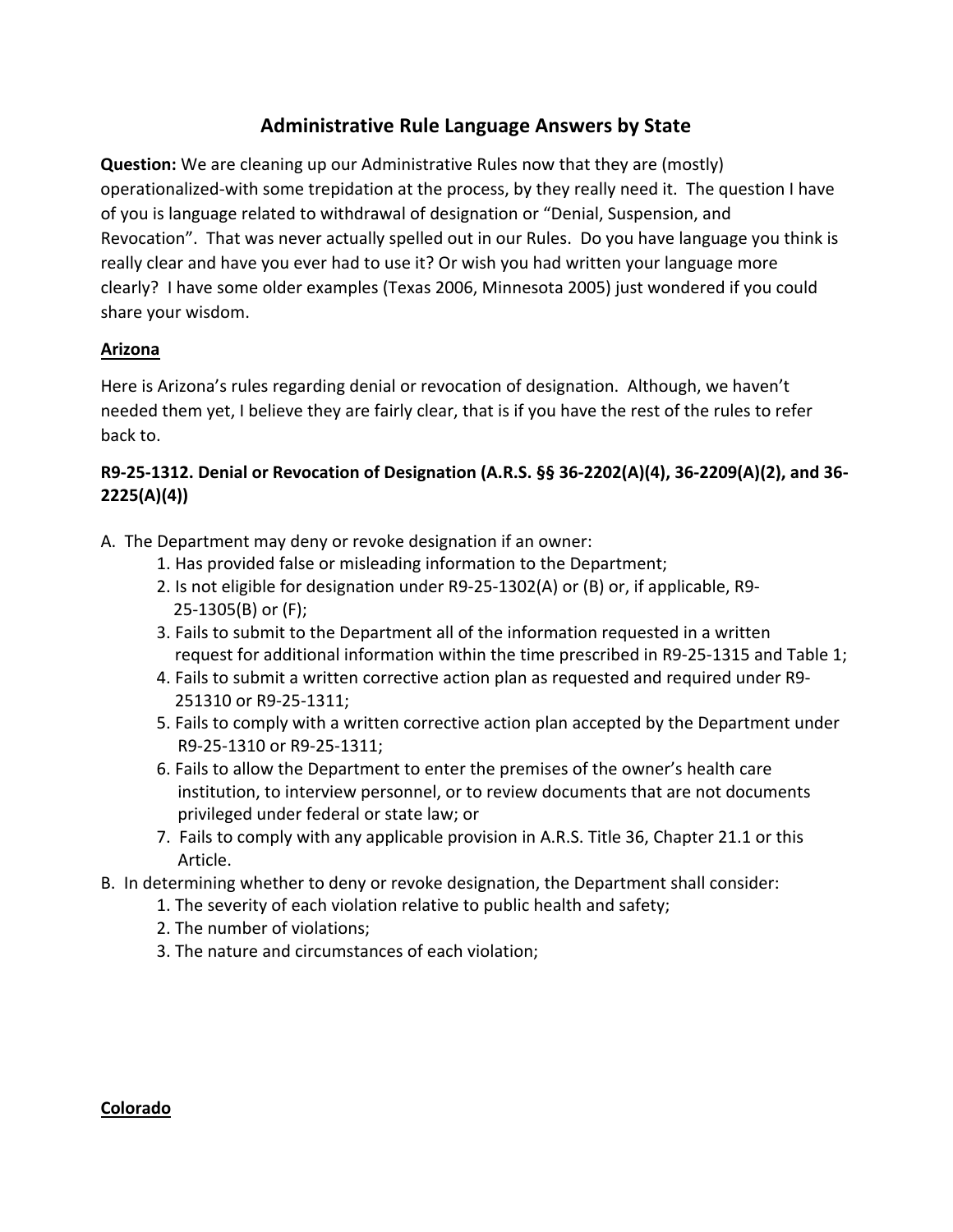# Administrative Rule Language Answers by State

**Question:** We are cleaning up our Administrative Rules now that they are (mostly) operationalized-with some trepidation at the process, by they really need it. The question I have of you is language related to withdrawal of designation or "Denial, Suspension, and Revocation". That was never actually spelled out in our Rules. Do you have language you think is really clear and have you ever had to use it? Or wish you had written your language more clearly? I have some older examples (Texas 2006, Minnesota 2005) just wondered if you could share your wisdom.

## Arizona

Here is Arizona's rules regarding denial or revocation of designation. Although, we haven't needed them yet, I believe they are fairly clear, that is if you have the rest of the rules to refer back to.

### R9-25-1312. Denial or Revocation of Designation (A.R.S. §§ 36-2202(A)(4), 36-2209(A)(2), and 36-2225(A)(4))

A. The Department may deny or revoke designation if an owner:
   1. Has provided false or misleading information to the Department;
   2. Is not eligible for designation under R9-25-1302(A) or (B) or, if applicable, R9-25-1305(B) or (F);
   3. Fails to submit to the Department all of the information requested in a written request for additional information within the time prescribed in R9-25-1315 and Table 1;
   4. Fails to submit a written corrective action plan as requested and required under R9-251310 or R9-25-1311;
   5. Fails to comply with a written corrective action plan accepted by the Department under R9-25-1310 or R9-25-1311;
   6. Fails to allow the Department to enter the premises of the owner's health care institution, to interview personnel, or to review documents that are not documents privileged under federal or state law; or
   7. Fails to comply with any applicable provision in A.R.S. Title 36, Chapter 21.1 or this Article.

B. In determining whether to deny or revoke designation, the Department shall consider:
   1. The severity of each violation relative to public health and safety;
   2. The number of violations;
   3. The nature and circumstances of each violation;

## Colorado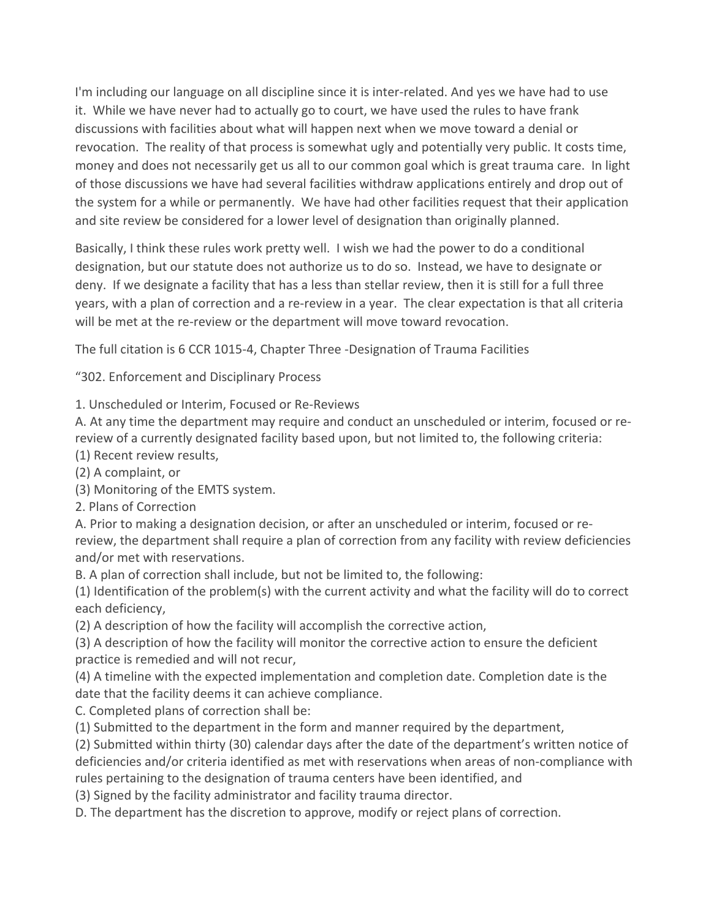I'm including our language on all discipline since it is inter-related. And yes we have had to use it. While we have never had to actually go to court, we have used the rules to have frank discussions with facilities about what will happen next when we move toward a denial or revocation. The reality of that process is somewhat ugly and potentially very public. It costs time, money and does not necessarily get us all to our common goal which is great trauma care. In light of those discussions we have had several facilities withdraw applications entirely and drop out of the system for a while or permanently. We have had other facilities request that their application and site review be considered for a lower level of designation than originally planned.

Basically, I think these rules work pretty well. I wish we had the power to do a conditional designation, but our statute does not authorize us to do so. Instead, we have to designate or deny. If we designate a facility that has a less than stellar review, then it is still for a full three years, with a plan of correction and a re-review in a year. The clear expectation is that all criteria will be met at the re-review or the department will move toward revocation.

The full citation is 6 CCR 1015-4, Chapter Three -Designation of Trauma Facilities

"302. Enforcement and Disciplinary Process

1. Unscheduled or Interim, Focused or Re-Reviews

A. At any time the department may require and conduct an unscheduled or interim, focused or re-review of a currently designated facility based upon, but not limited to, the following criteria:

(1) Recent review results,

(2) A complaint, or

(3) Monitoring of the EMTS system.

2. Plans of Correction

A. Prior to making a designation decision, or after an unscheduled or interim, focused or re-review, the department shall require a plan of correction from any facility with review deficiencies and/or met with reservations.

B. A plan of correction shall include, but not be limited to, the following:

(1) Identification of the problem(s) with the current activity and what the facility will do to correct each deficiency,

(2) A description of how the facility will accomplish the corrective action,

(3) A description of how the facility will monitor the corrective action to ensure the deficient practice is remedied and will not recur,

(4) A timeline with the expected implementation and completion date. Completion date is the date that the facility deems it can achieve compliance.

C. Completed plans of correction shall be:

(1) Submitted to the department in the form and manner required by the department,

(2) Submitted within thirty (30) calendar days after the date of the department's written notice of deficiencies and/or criteria identified as met with reservations when areas of non-compliance with rules pertaining to the designation of trauma centers have been identified, and

(3) Signed by the facility administrator and facility trauma director.

D. The department has the discretion to approve, modify or reject plans of correction.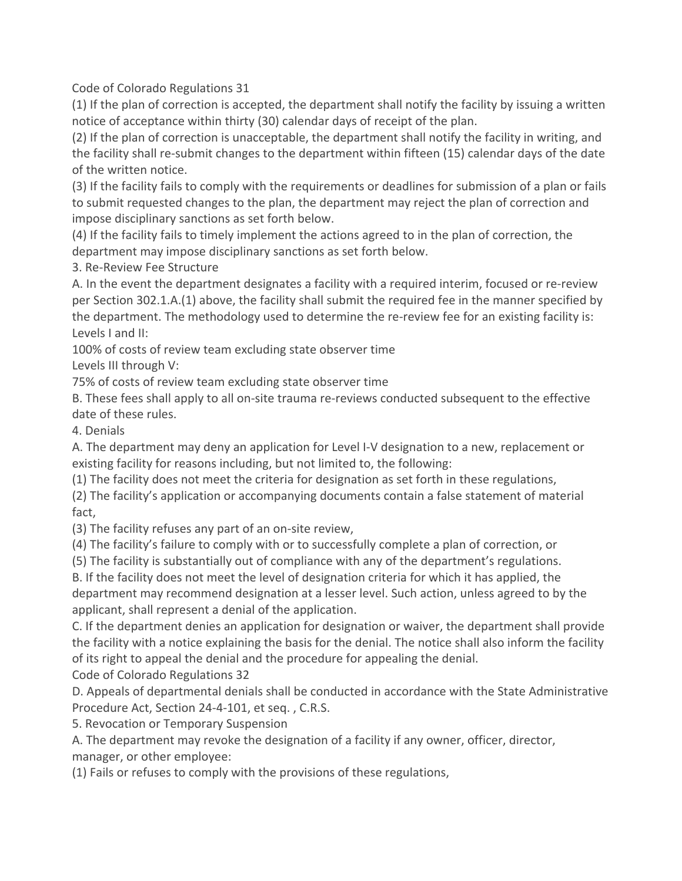(1) If the plan of correction is accepted, the department shall notify the facility by issuing a written notice of acceptance within thirty (30) calendar days of receipt of the plan.

(2) If the plan of correction is unacceptable, the department shall notify the facility in writing, and the facility shall re-submit changes to the department within fifteen (15) calendar days of the date of the written notice.

(3) If the facility fails to comply with the requirements or deadlines for submission of a plan or fails to submit requested changes to the plan, the department may reject the plan of correction and impose disciplinary sanctions as set forth below.

(4) If the facility fails to timely implement the actions agreed to in the plan of correction, the department may impose disciplinary sanctions as set forth below.

3. Re-Review Fee Structure

A. In the event the department designates a facility with a required interim, focused or re-review per Section 302.1.A.(1) above, the facility shall submit the required fee in the manner specified by the department. The methodology used to determine the re-review fee for an existing facility is:

Levels I and II:

100% of costs of review team excluding state observer time

Levels III through V:

75% of costs of review team excluding state observer time

B. These fees shall apply to all on-site trauma re-reviews conducted subsequent to the effective date of these rules.

4. Denials

A. The department may deny an application for Level I-V designation to a new, replacement or existing facility for reasons including, but not limited to, the following:

(1) The facility does not meet the criteria for designation as set forth in these regulations,

(2) The facility's application or accompanying documents contain a false statement of material fact,

(3) The facility refuses any part of an on-site review,

(4) The facility's failure to comply with or to successfully complete a plan of correction, or

(5) The facility is substantially out of compliance with any of the department's regulations.

B. If the facility does not meet the level of designation criteria for which it has applied, the department may recommend designation at a lesser level. Such action, unless agreed to by the applicant, shall represent a denial of the application.

C. If the department denies an application for designation or waiver, the department shall provide the facility with a notice explaining the basis for the denial. The notice shall also inform the facility of its right to appeal the denial and the procedure for appealing the denial.

D. Appeals of departmental denials shall be conducted in accordance with the State Administrative Procedure Act, Section 24-4-101, et seq. , C.R.S.

5. Revocation or Temporary Suspension

A. The department may revoke the designation of a facility if any owner, officer, director, manager, or other employee:

(1) Fails or refuses to comply with the provisions of these regulations,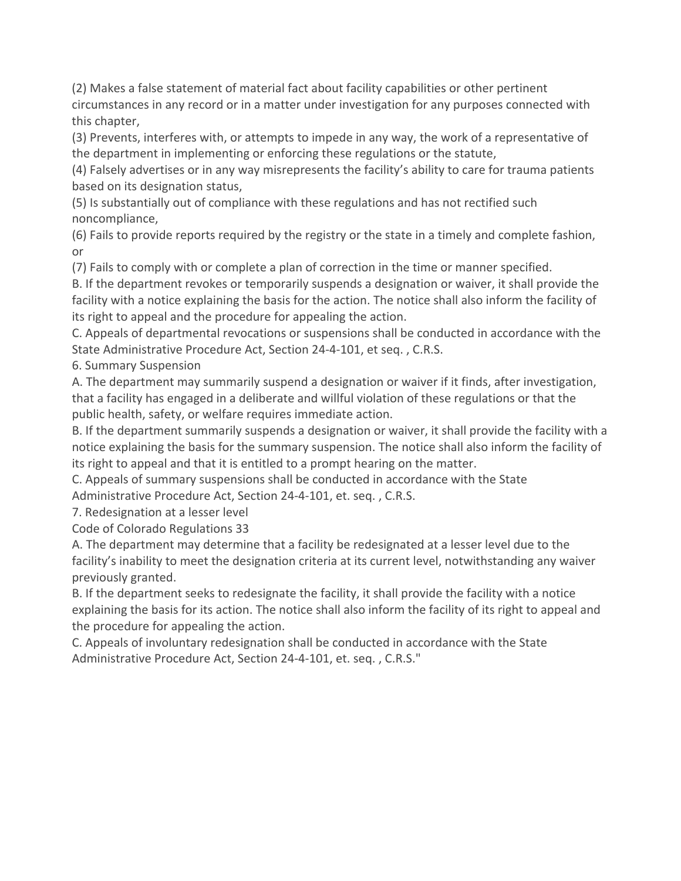(2) Makes a false statement of material fact about facility capabilities or other pertinent circumstances in any record or in a matter under investigation for any purposes connected with this chapter,

(3) Prevents, interferes with, or attempts to impede in any way, the work of a representative of the department in implementing or enforcing these regulations or the statute,

(4) Falsely advertises or in any way misrepresents the facility's ability to care for trauma patients based on its designation status,

(5) Is substantially out of compliance with these regulations and has not rectified such noncompliance,

(6) Fails to provide reports required by the registry or the state in a timely and complete fashion, or

(7) Fails to comply with or complete a plan of correction in the time or manner specified.

B. If the department revokes or temporarily suspends a designation or waiver, it shall provide the facility with a notice explaining the basis for the action. The notice shall also inform the facility of its right to appeal and the procedure for appealing the action.

C. Appeals of departmental revocations or suspensions shall be conducted in accordance with the State Administrative Procedure Act, Section 24-4-101, et seq. , C.R.S.

6. Summary Suspension

A. The department may summarily suspend a designation or waiver if it finds, after investigation, that a facility has engaged in a deliberate and willful violation of these regulations or that the public health, safety, or welfare requires immediate action.

B. If the department summarily suspends a designation or waiver, it shall provide the facility with a notice explaining the basis for the summary suspension. The notice shall also inform the facility of its right to appeal and that it is entitled to a prompt hearing on the matter.

C. Appeals of summary suspensions shall be conducted in accordance with the State Administrative Procedure Act, Section 24-4-101, et. seq. , C.R.S.

7. Redesignation at a lesser level

Code of Colorado Regulations 33

A. The department may determine that a facility be redesignated at a lesser level due to the facility's inability to meet the designation criteria at its current level, notwithstanding any waiver previously granted.

B. If the department seeks to redesignate the facility, it shall provide the facility with a notice explaining the basis for its action. The notice shall also inform the facility of its right to appeal and the procedure for appealing the action.

C. Appeals of involuntary redesignation shall be conducted in accordance with the State Administrative Procedure Act, Section 24-4-101, et. seq. , C.R.S."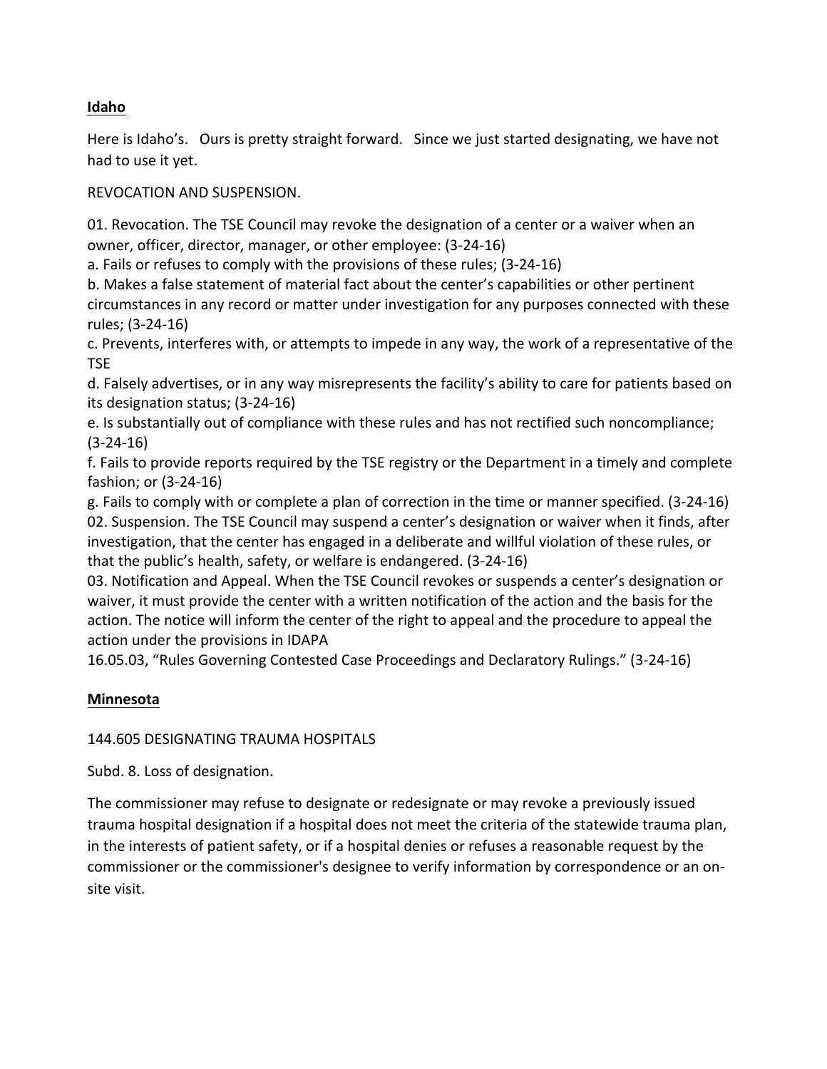**Idaho**

Here is Idaho's. Ours is pretty straight forward. Since we just started designating, we have not had to use it yet.

REVOCATION AND SUSPENSION.

01. Revocation. The TSE Council may revoke the designation of a center or a waiver when an owner, officer, director, manager, or other employee: (3-24-16)
a. Fails or refuses to comply with the provisions of these rules; (3-24-16)
b. Makes a false statement of material fact about the center's capabilities or other pertinent circumstances in any record or matter under investigation for any purposes connected with these rules; (3-24-16)
c. Prevents, interferes with, or attempts to impede in any way, the work of a representative of the TSE
d. Falsely advertises, or in any way misrepresents the facility's ability to care for patients based on its designation status; (3-24-16)
e. Is substantially out of compliance with these rules and has not rectified such noncompliance; (3-24-16)
f. Fails to provide reports required by the TSE registry or the Department in a timely and complete fashion; or (3-24-16)
g. Fails to comply with or complete a plan of correction in the time or manner specified. (3-24-16)
02. Suspension. The TSE Council may suspend a center's designation or waiver when it finds, after investigation, that the center has engaged in a deliberate and willful violation of these rules, or that the public's health, safety, or welfare is endangered. (3-24-16)
03. Notification and Appeal. When the TSE Council revokes or suspends a center's designation or waiver, it must provide the center with a written notification of the action and the basis for the action. The notice will inform the center of the right to appeal and the procedure to appeal the action under the provisions in IDAPA
16.05.03, "Rules Governing Contested Case Proceedings and Declaratory Rulings." (3-24-16)

**Minnesota**

144.605 DESIGNATING TRAUMA HOSPITALS

Subd. 8. Loss of designation.

The commissioner may refuse to designate or redesignate or may revoke a previously issued trauma hospital designation if a hospital does not meet the criteria of the statewide trauma plan, in the interests of patient safety, or if a hospital denies or refuses a reasonable request by the commissioner or the commissioner's designee to verify information by correspondence or an on-site visit.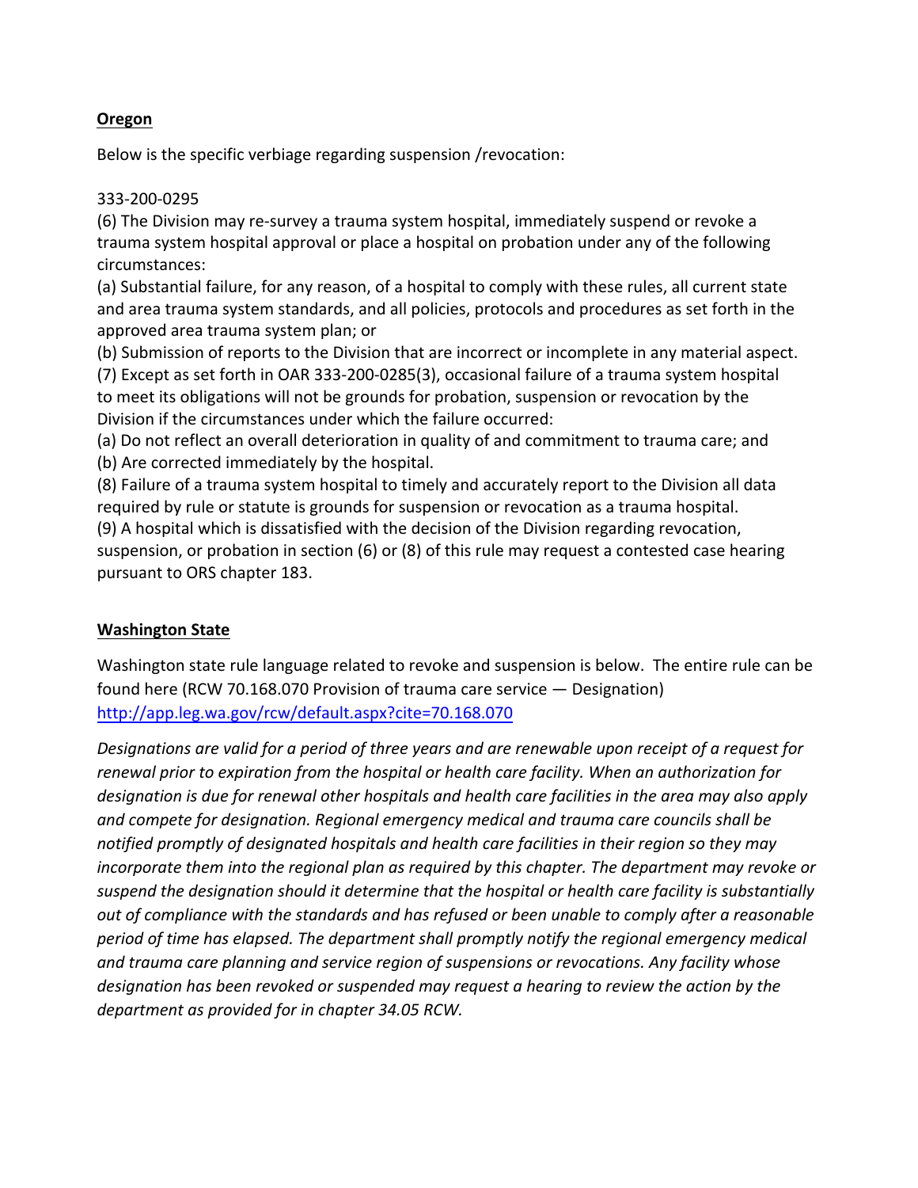**Oregon**

Below is the specific verbiage regarding suspension /revocation:

333-200-0295

(6) The Division may re-survey a trauma system hospital, immediately suspend or revoke a trauma system hospital approval or place a hospital on probation under any of the following circumstances:

(a) Substantial failure, for any reason, of a hospital to comply with these rules, all current state and area trauma system standards, and all policies, protocols and procedures as set forth in the approved area trauma system plan; or

(b) Submission of reports to the Division that are incorrect or incomplete in any material aspect.

(7) Except as set forth in OAR 333-200-0285(3), occasional failure of a trauma system hospital to meet its obligations will not be grounds for probation, suspension or revocation by the Division if the circumstances under which the failure occurred:

(a) Do not reflect an overall deterioration in quality of and commitment to trauma care; and

(b) Are corrected immediately by the hospital.

(8) Failure of a trauma system hospital to timely and accurately report to the Division all data required by rule or statute is grounds for suspension or revocation as a trauma hospital.

(9) A hospital which is dissatisfied with the decision of the Division regarding revocation, suspension, or probation in section (6) or (8) of this rule may request a contested case hearing pursuant to ORS chapter 183.

**Washington State**

Washington state rule language related to revoke and suspension is below. The entire rule can be found here (RCW 70.168.070 Provision of trauma care service — Designation) http://app.leg.wa.gov/rcw/default.aspx?cite=70.168.070

*Designations are valid for a period of three years and are renewable upon receipt of a request for renewal prior to expiration from the hospital or health care facility. When an authorization for designation is due for renewal other hospitals and health care facilities in the area may also apply and compete for designation. Regional emergency medical and trauma care councils shall be notified promptly of designated hospitals and health care facilities in their region so they may incorporate them into the regional plan as required by this chapter. The department may revoke or suspend the designation should it determine that the hospital or health care facility is substantially out of compliance with the standards and has refused or been unable to comply after a reasonable period of time has elapsed. The department shall promptly notify the regional emergency medical and trauma care planning and service region of suspensions or revocations. Any facility whose designation has been revoked or suspended may request a hearing to review the action by the department as provided for in chapter 34.05 RCW.*